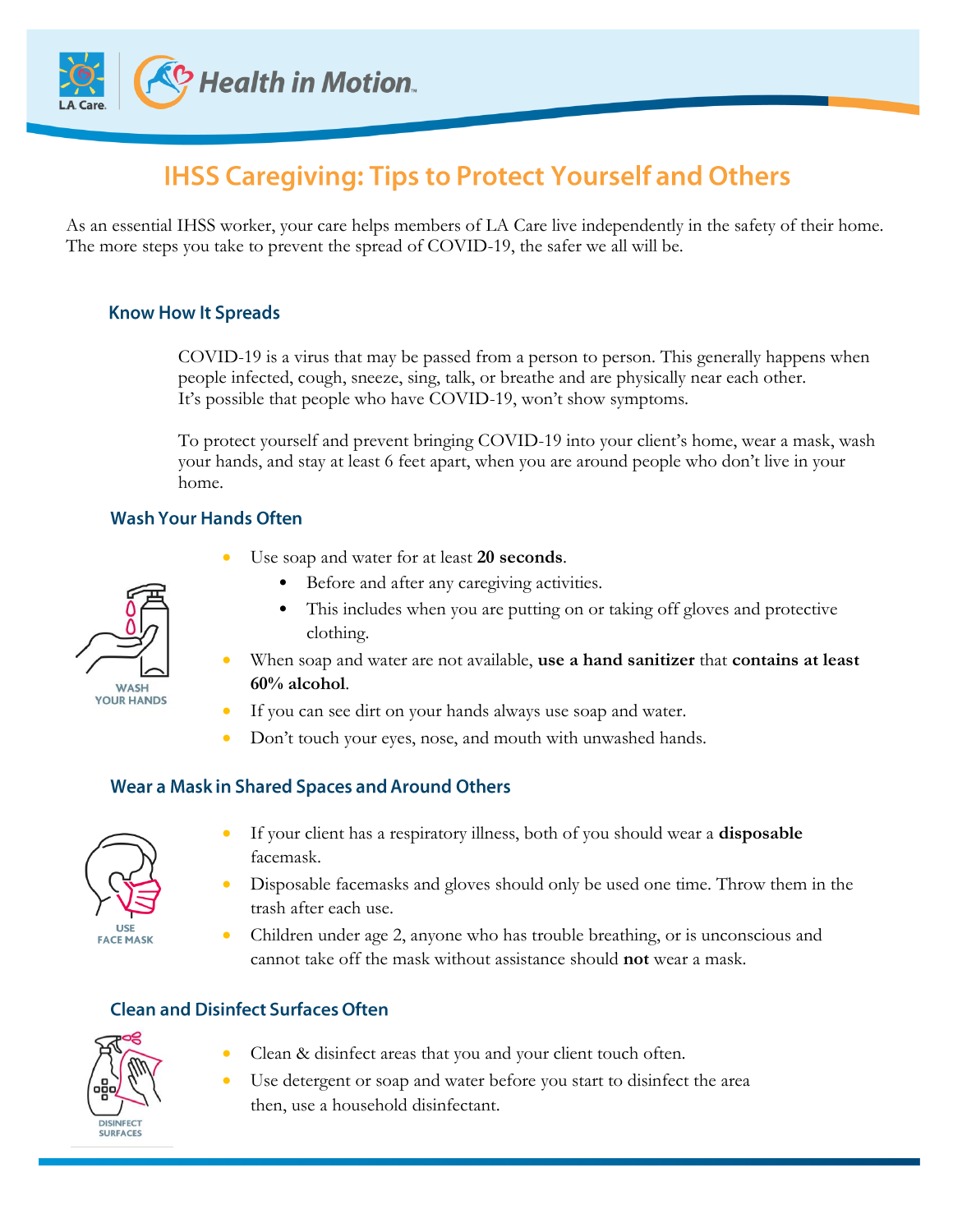# IHSS Caregiving: Tips to Protect Yourself and Others

As an essential IHSS worker, your care helps members of LA Care live independently in the safety of their home. The more steps you take to prevent the spread of COVID-19, the safer we all will be.

## Know How It Spreads

COVID-19 is a virus that may be passed from a person to person. This generally happens when people infected, cough, sneeze, sing, talk, or breathe and are physically near each other. It's possible that people who have COVID-19, won't show symptoms.

To protect yourself and prevent bringing COVID-19 into your client's home, wear a mask, wash your hands, and stay at least 6 feet apart, when you are around people who don't live in your home.

## Wash Your Hands Often

WASH YOUR HANDS

- Use soap and water for at least **20 seconds**.
  - Before and after any caregiving activities.
  - This includes when you are putting on or taking off gloves and protective clothing.
- When soap and water are not available, **use a hand sanitizer** that **contains at least 60% alcohol**.
- If you can see dirt on your hands always use soap and water.
- Don't touch your eyes, nose, and mouth with unwashed hands.

## Wear a Mask in Shared Spaces and Around Others

USE FACE MASK

- If your client has a respiratory illness, both of you should wear a **disposable** facemask.
- Disposable facemasks and gloves should only be used one time. Throw them in the trash after each use.
- Children under age 2, anyone who has trouble breathing, or is unconscious and cannot take off the mask without assistance should **not** wear a mask.

## Clean and Disinfect Surfaces Often

DISINFECT SURFACES

- Clean & disinfect areas that you and your client touch often.
- Use detergent or soap and water before you start to disinfect the area then, use a household disinfectant.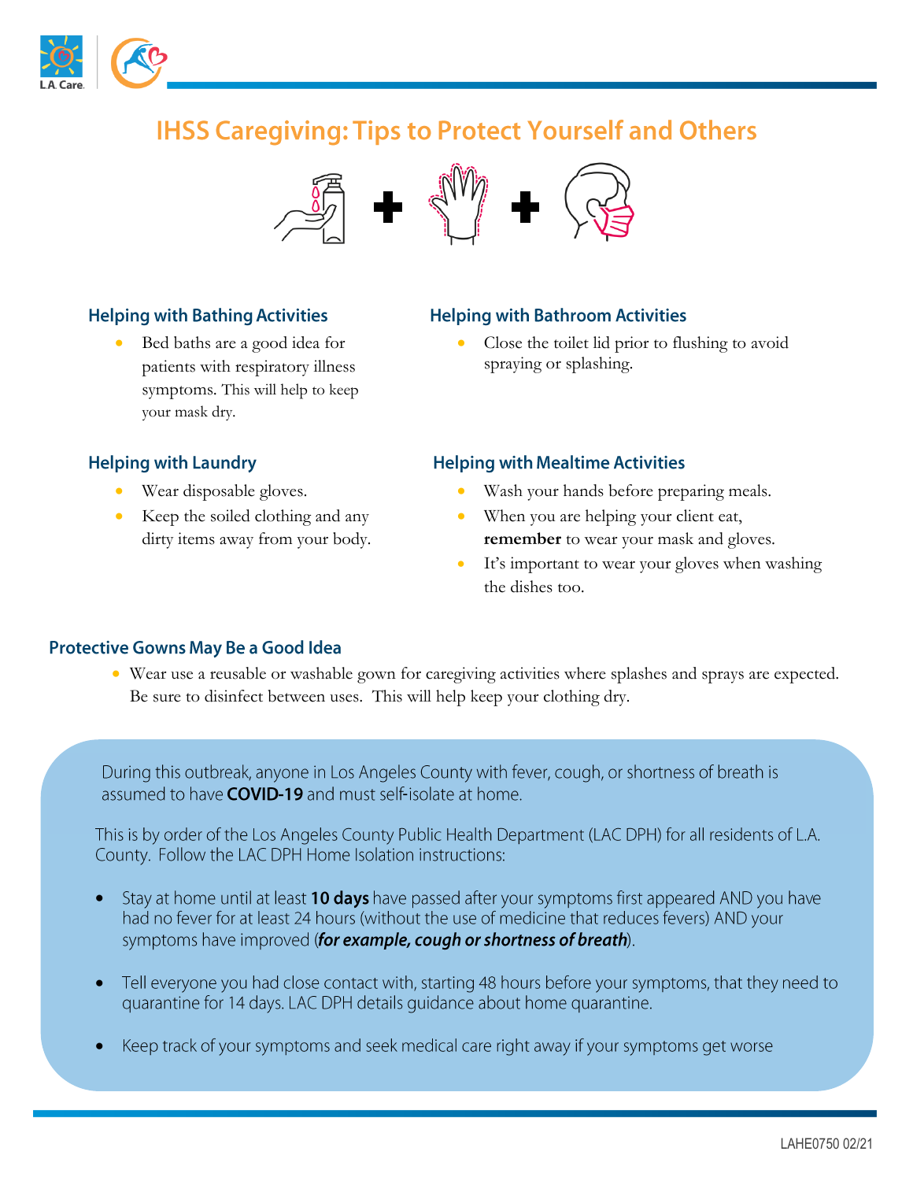# IHSS Caregiving: Tips to Protect Yourself and Others

### Helping with Bathing Activities

- Bed baths are a good idea for patients with respiratory illness symptoms. This will help to keep your mask dry.

### Helping with Bathroom Activities

- Close the toilet lid prior to flushing to avoid spraying or splashing.

### Helping with Laundry

- Wear disposable gloves.
- Keep the soiled clothing and any dirty items away from your body.

### Helping with Mealtime Activities

- Wash your hands before preparing meals.
- When you are helping your client eat, **remember** to wear your mask and gloves.
- It's important to wear your gloves when washing the dishes too.

### Protective Gowns May Be a Good Idea

- Wear use a reusable or washable gown for caregiving activities where splashes and sprays are expected. Be sure to disinfect between uses. This will help keep your clothing dry.

During this outbreak, anyone in Los Angeles County with fever, cough, or shortness of breath is assumed to have **COVID-19** and must self-isolate at home.

This is by order of the Los Angeles County Public Health Department (LAC DPH) for all residents of L.A. County. Follow the LAC DPH Home Isolation instructions:

- Stay at home until at least **10 days** have passed after your symptoms first appeared AND you have had no fever for at least 24 hours (without the use of medicine that reduces fevers) AND your symptoms have improved (***for example, cough or shortness of breath***).
- Tell everyone you had close contact with, starting 48 hours before your symptoms, that they need to quarantine for 14 days. LAC DPH details guidance about home quarantine.
- Keep track of your symptoms and seek medical care right away if your symptoms get worse

LAHE0750 02/21